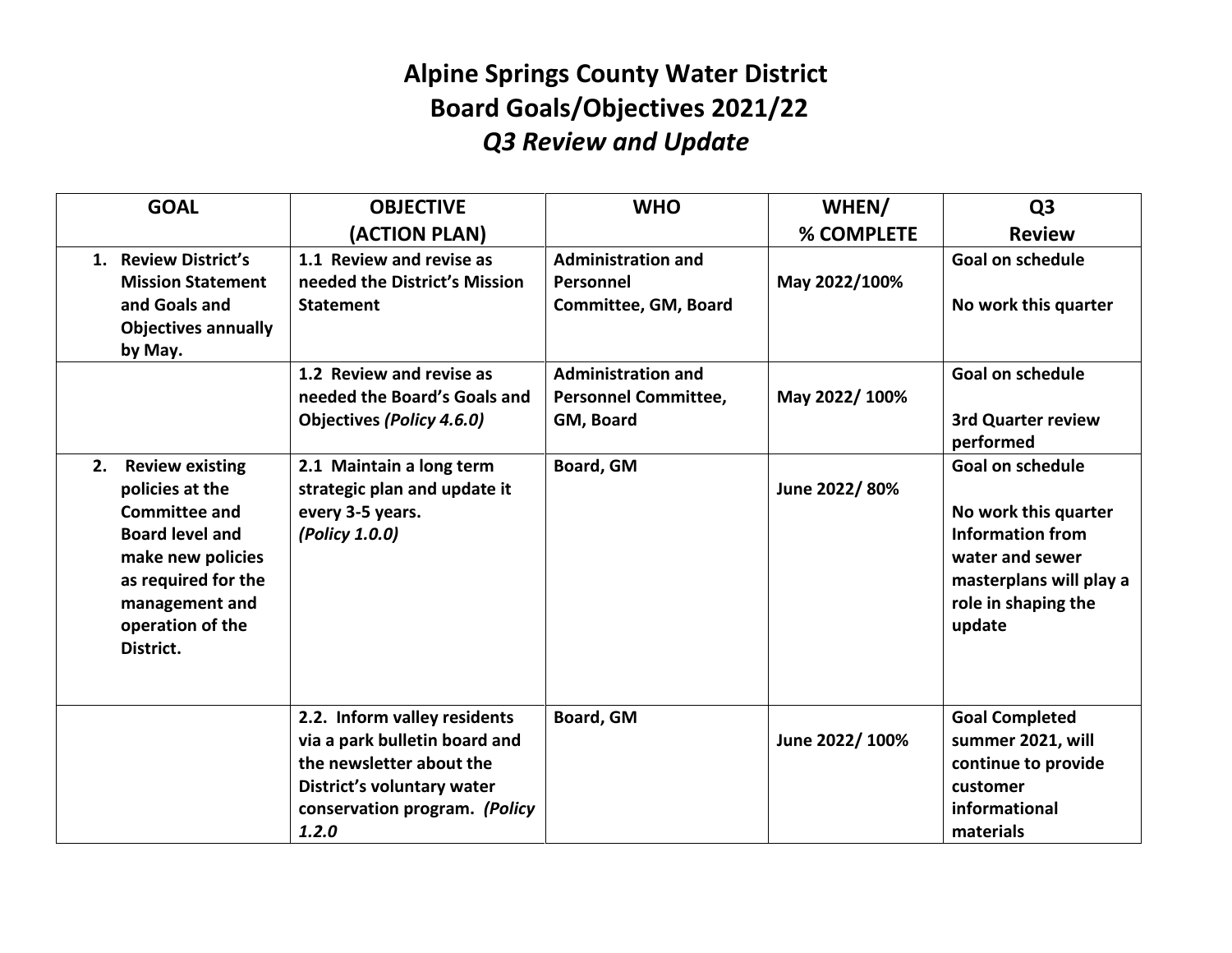# Alpine Springs County Water District
# Board Goals/Objectives 2021/22
## *Q3 Review and Update*

| GOAL | OBJECTIVE (ACTION PLAN) | WHO | WHEN/ % COMPLETE | Q3 Review |
|---|---|---|---|---|
| **1. Review District's Mission Statement and Goals and Objectives annually by May.** | **1.1 Review and revise as needed the District's Mission Statement** | **Administration and Personnel Committee, GM, Board** | **May 2022/100%** | **Goal on schedule**<br><br>**No work this quarter** |
| | **1.2 Review and revise as needed the Board's Goals and Objectives *(Policy 4.6.0)*** | **Administration and Personnel Committee, GM, Board** | **May 2022/ 100%** | **Goal on schedule**<br><br>**3rd Quarter review performed** |
| **2. Review existing policies at the Committee and Board level and make new policies as required for the management and operation of the District.** | **2.1 Maintain a long term strategic plan and update it every 3-5 years. *(Policy 1.0.0)*** | **Board, GM** | **June 2022/ 80%** | **Goal on schedule**<br><br>**No work this quarter Information from water and sewer masterplans will play a role in shaping the update** |
| | **2.2. Inform valley residents via a park bulletin board and the newsletter about the District's voluntary water conservation program. *(Policy 1.2.0*** | **Board, GM** | **June 2022/ 100%** | **Goal Completed summer 2021, will continue to provide customer informational materials** |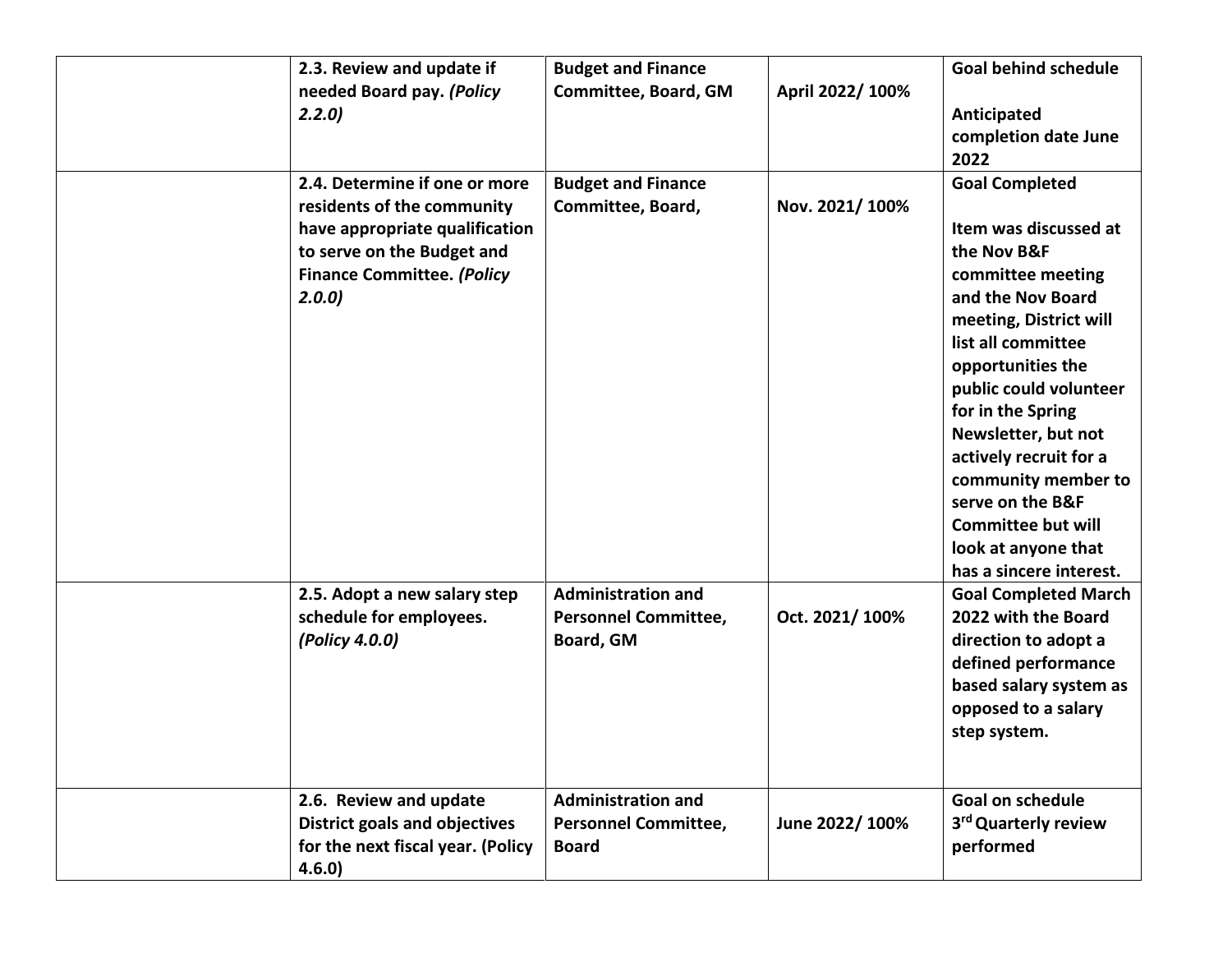| | | | | |
|---|---|---|---|---|
| | **2.3. Review and update if needed Board pay.** ***(Policy 2.2.0)*** | **Budget and Finance Committee, Board, GM** | **April 2022/ 100%** | **Goal behind schedule**<br><br>**Anticipated completion date June 2022** |
| | **2.4. Determine if one or more residents of the community have appropriate qualification to serve on the Budget and Finance Committee.** ***(Policy 2.0.0)*** | **Budget and Finance Committee, Board,** | **Nov. 2021/ 100%** | **Goal Completed**<br><br>**Item was discussed at the Nov B&F committee meeting and the Nov Board meeting, District will list all committee opportunities the public could volunteer for in the Spring Newsletter, but not actively recruit for a community member to serve on the B&F Committee but will look at anyone that has a sincere interest.** |
| | **2.5. Adopt a new salary step schedule for employees.** ***(Policy 4.0.0)*** | **Administration and Personnel Committee, Board, GM** | **Oct. 2021/ 100%** | **Goal Completed March 2022 with the Board direction to adopt a defined performance based salary system as opposed to a salary step system.** |
| | **2.6. Review and update District goals and objectives for the next fiscal year. (Policy 4.6.0)** | **Administration and Personnel Committee, Board** | **June 2022/ 100%** | **Goal on schedule**<br>**3rd Quarterly review performed** |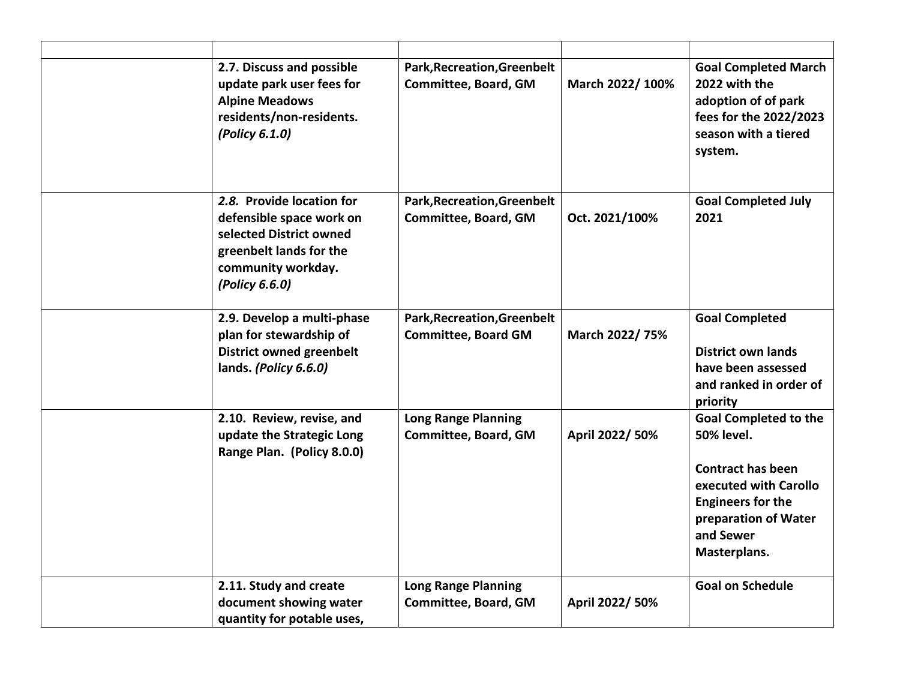| | | | | |
|---|---|---|---|---|
| | **2.7. Discuss and possible update park user fees for Alpine Meadows residents/non-residents. *(Policy 6.1.0)*** | **Park,Recreation,Greenbelt Committee, Board, GM** | **March 2022/ 100%** | **Goal Completed March 2022 with the adoption of of park fees for the 2022/2023 season with a tiered system.** |
| | ***2.8.* Provide location for defensible space work on selected District owned greenbelt lands for the community workday. *(Policy 6.6.0)*** | **Park,Recreation,Greenbelt Committee, Board, GM** | **Oct. 2021/100%** | **Goal Completed July 2021** |
| | **2.9. Develop a multi-phase plan for stewardship of District owned greenbelt lands. *(Policy 6.6.0)*** | **Park,Recreation,Greenbelt Committee, Board GM** | **March 2022/ 75%** | **Goal Completed**<br><br>**District own lands have been assessed and ranked in order of priority** |
| | **2.10. Review, revise, and update the Strategic Long Range Plan. (Policy 8.0.0)** | **Long Range Planning Committee, Board, GM** | **April 2022/ 50%** | **Goal Completed to the 50% level.**<br><br>**Contract has been executed with Carollo Engineers for the preparation of Water and Sewer Masterplans.** |
| | **2.11. Study and create document showing water quantity for potable uses,** | **Long Range Planning Committee, Board, GM** | **April 2022/ 50%** | **Goal on Schedule** |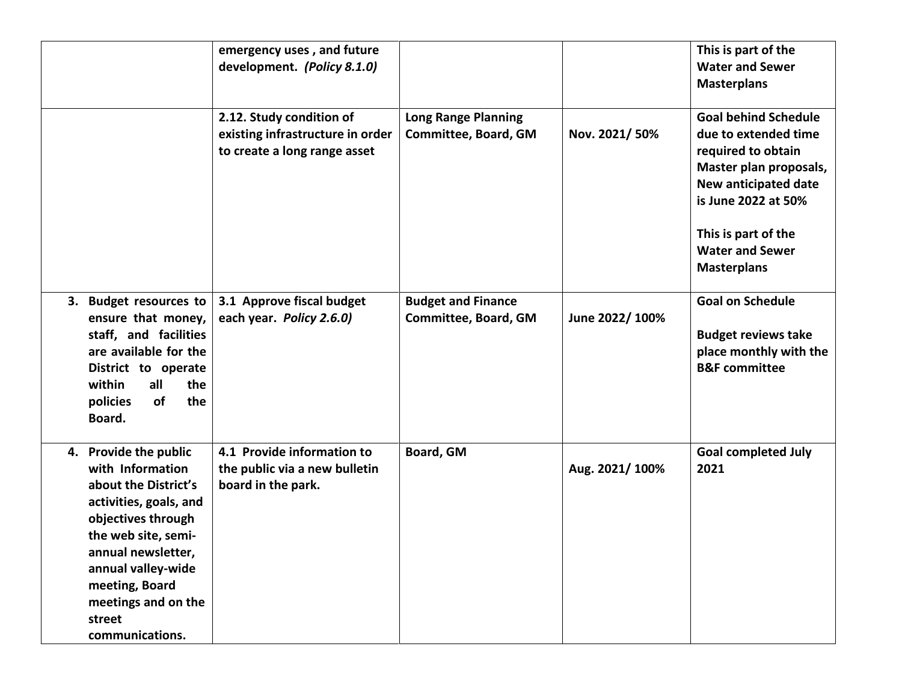| | | | | |
|---|---|---|---|---|
| | **emergency uses , and future development.** ***(Policy 8.1.0)*** | | | **This is part of the Water and Sewer Masterplans** |
| | **2.12. Study condition of existing infrastructure in order to create a long range asset** | **Long Range Planning Committee, Board, GM** | **Nov. 2021/ 50%** | **Goal behind Schedule due to extended time required to obtain Master plan proposals, New anticipated date is June 2022 at 50%**<br><br>**This is part of the Water and Sewer Masterplans** |
| **3. Budget resources to ensure that money, staff, and facilities are available for the District to operate within all the policies of the Board.** | **3.1 Approve fiscal budget each year.** ***Policy 2.6.0)*** | **Budget and Finance Committee, Board, GM** | **June 2022/ 100%** | **Goal on Schedule**<br><br>**Budget reviews take place monthly with the B&F committee** |
| **4. Provide the public with Information about the District's activities, goals, and objectives through the web site, semi-annual newsletter, annual valley-wide meeting, Board meetings and on the street communications.** | **4.1 Provide information to the public via a new bulletin board in the park.** | **Board, GM** | **Aug. 2021/ 100%** | **Goal completed July 2021** |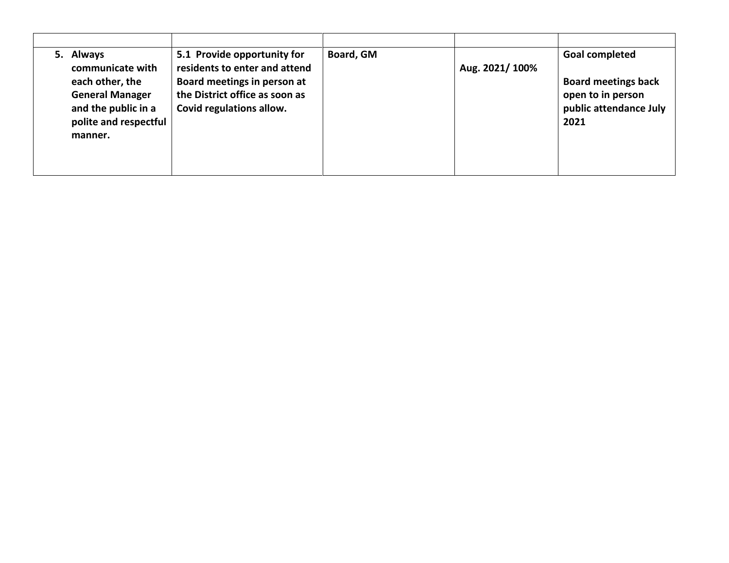| | | | | |
|---|---|---|---|---|
| **5. Always communicate with each other, the General Manager and the public in a polite and respectful manner.** | **5.1 Provide opportunity for residents to enter and attend Board meetings in person at the District office as soon as Covid regulations allow.** | **Board, GM** | **Aug. 2021/ 100%** | **Goal completed**<br><br>**Board meetings back open to in person public attendance July 2021** |